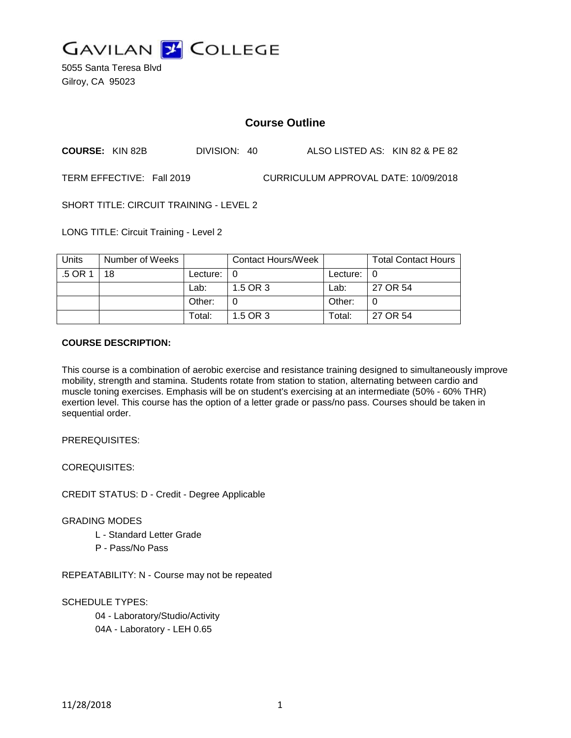# GAVILAN COLLEGE

5055 Santa Teresa Blvd
Gilroy, CA 95023

## Course Outline

**COURSE:** KIN 82B DIVISION: 40 ALSO LISTED AS: KIN 82 & PE 82

TERM EFFECTIVE: Fall 2019 CURRICULUM APPROVAL DATE: 10/09/2018

SHORT TITLE: CIRCUIT TRAINING - LEVEL 2

LONG TITLE: Circuit Training - Level 2

| Units | Number of Weeks | | Contact Hours/Week | | Total Contact Hours |
|---|---|---|---|---|---|
| .5 OR 1 | 18 | Lecture: | 0 | Lecture: | 0 |
| | | Lab: | 1.5 OR 3 | Lab: | 27 OR 54 |
| | | Other: | 0 | Other: | 0 |
| | | Total: | 1.5 OR 3 | Total: | 27 OR 54 |

**COURSE DESCRIPTION:**

This course is a combination of aerobic exercise and resistance training designed to simultaneously improve mobility, strength and stamina. Students rotate from station to station, alternating between cardio and muscle toning exercises. Emphasis will be on student's exercising at an intermediate (50% - 60% THR) exertion level. This course has the option of a letter grade or pass/no pass. Courses should be taken in sequential order.

PREREQUISITES:

COREQUISITES:

CREDIT STATUS: D - Credit - Degree Applicable

GRADING MODES

- L - Standard Letter Grade
- P - Pass/No Pass

REPEATABILITY: N - Course may not be repeated

SCHEDULE TYPES:

- 04 - Laboratory/Studio/Activity
- 04A - Laboratory - LEH 0.65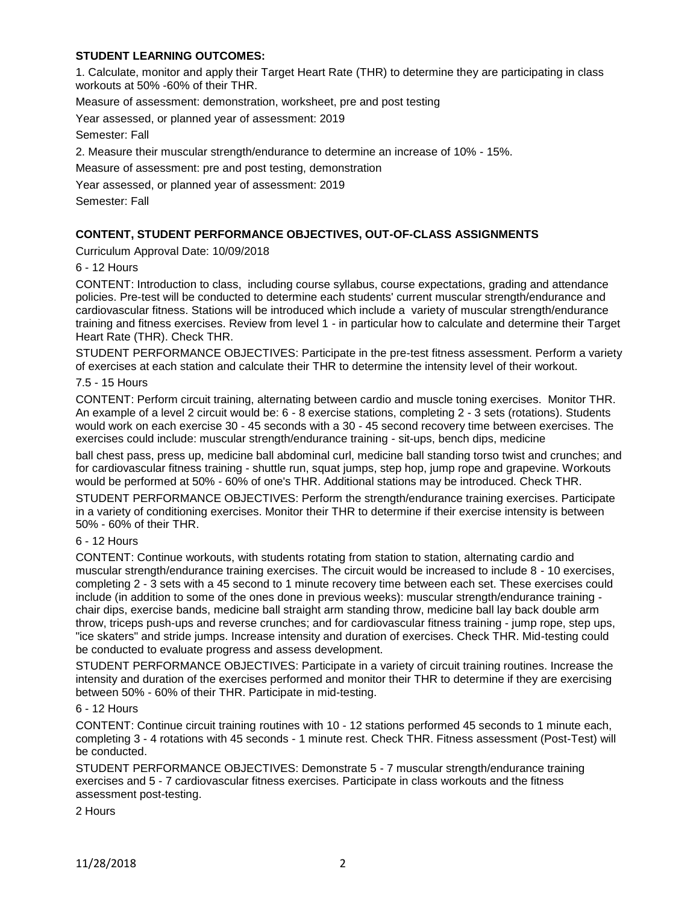**STUDENT LEARNING OUTCOMES:**

1. Calculate, monitor and apply their Target Heart Rate (THR) to determine they are participating in class workouts at 50% -60% of their THR.

Measure of assessment: demonstration, worksheet, pre and post testing

Year assessed, or planned year of assessment: 2019

Semester: Fall

2. Measure their muscular strength/endurance to determine an increase of 10% - 15%.

Measure of assessment: pre and post testing, demonstration

Year assessed, or planned year of assessment: 2019

Semester: Fall

**CONTENT, STUDENT PERFORMANCE OBJECTIVES, OUT-OF-CLASS ASSIGNMENTS**

Curriculum Approval Date: 10/09/2018

6 - 12 Hours

CONTENT: Introduction to class, including course syllabus, course expectations, grading and attendance policies. Pre-test will be conducted to determine each students' current muscular strength/endurance and cardiovascular fitness. Stations will be introduced which include a variety of muscular strength/endurance training and fitness exercises. Review from level 1 - in particular how to calculate and determine their Target Heart Rate (THR). Check THR.

STUDENT PERFORMANCE OBJECTIVES: Participate in the pre-test fitness assessment. Perform a variety of exercises at each station and calculate their THR to determine the intensity level of their workout.

7.5 - 15 Hours

CONTENT: Perform circuit training, alternating between cardio and muscle toning exercises. Monitor THR. An example of a level 2 circuit would be: 6 - 8 exercise stations, completing 2 - 3 sets (rotations). Students would work on each exercise 30 - 45 seconds with a 30 - 45 second recovery time between exercises. The exercises could include: muscular strength/endurance training - sit-ups, bench dips, medicine ball chest pass, press up, medicine ball abdominal curl, medicine ball standing torso twist and crunches; and for cardiovascular fitness training - shuttle run, squat jumps, step hop, jump rope and grapevine. Workouts would be performed at 50% - 60% of one's THR. Additional stations may be introduced. Check THR.

STUDENT PERFORMANCE OBJECTIVES: Perform the strength/endurance training exercises. Participate in a variety of conditioning exercises. Monitor their THR to determine if their exercise intensity is between 50% - 60% of their THR.

6 - 12 Hours

CONTENT: Continue workouts, with students rotating from station to station, alternating cardio and muscular strength/endurance training exercises. The circuit would be increased to include 8 - 10 exercises, completing 2 - 3 sets with a 45 second to 1 minute recovery time between each set. These exercises could include (in addition to some of the ones done in previous weeks): muscular strength/endurance training - chair dips, exercise bands, medicine ball straight arm standing throw, medicine ball lay back double arm throw, triceps push-ups and reverse crunches; and for cardiovascular fitness training - jump rope, step ups, "ice skaters" and stride jumps. Increase intensity and duration of exercises. Check THR. Mid-testing could be conducted to evaluate progress and assess development.

STUDENT PERFORMANCE OBJECTIVES: Participate in a variety of circuit training routines. Increase the intensity and duration of the exercises performed and monitor their THR to determine if they are exercising between 50% - 60% of their THR. Participate in mid-testing.

6 - 12 Hours

CONTENT: Continue circuit training routines with 10 - 12 stations performed 45 seconds to 1 minute each, completing 3 - 4 rotations with 45 seconds - 1 minute rest. Check THR. Fitness assessment (Post-Test) will be conducted.

STUDENT PERFORMANCE OBJECTIVES: Demonstrate 5 - 7 muscular strength/endurance training exercises and 5 - 7 cardiovascular fitness exercises. Participate in class workouts and the fitness assessment post-testing.

2 Hours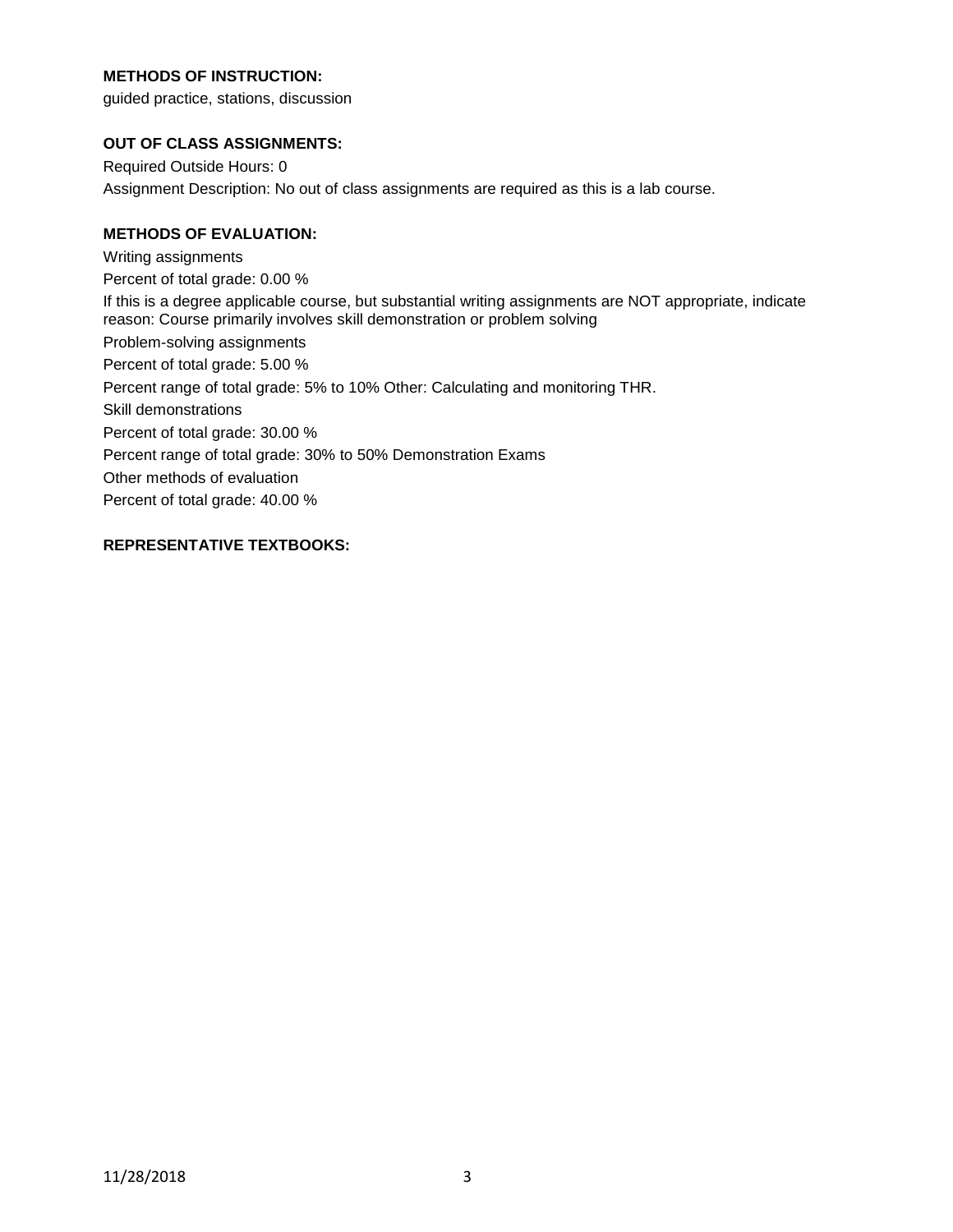**METHODS OF INSTRUCTION:**

guided practice, stations, discussion

**OUT OF CLASS ASSIGNMENTS:**

Required Outside Hours: 0

Assignment Description: No out of class assignments are required as this is a lab course.

**METHODS OF EVALUATION:**

Writing assignments

Percent of total grade: 0.00 %

If this is a degree applicable course, but substantial writing assignments are NOT appropriate, indicate reason: Course primarily involves skill demonstration or problem solving

Problem-solving assignments

Percent of total grade: 5.00 %

Percent range of total grade: 5% to 10% Other: Calculating and monitoring THR.

Skill demonstrations

Percent of total grade: 30.00 %

Percent range of total grade: 30% to 50% Demonstration Exams

Other methods of evaluation

Percent of total grade: 40.00 %

**REPRESENTATIVE TEXTBOOKS:**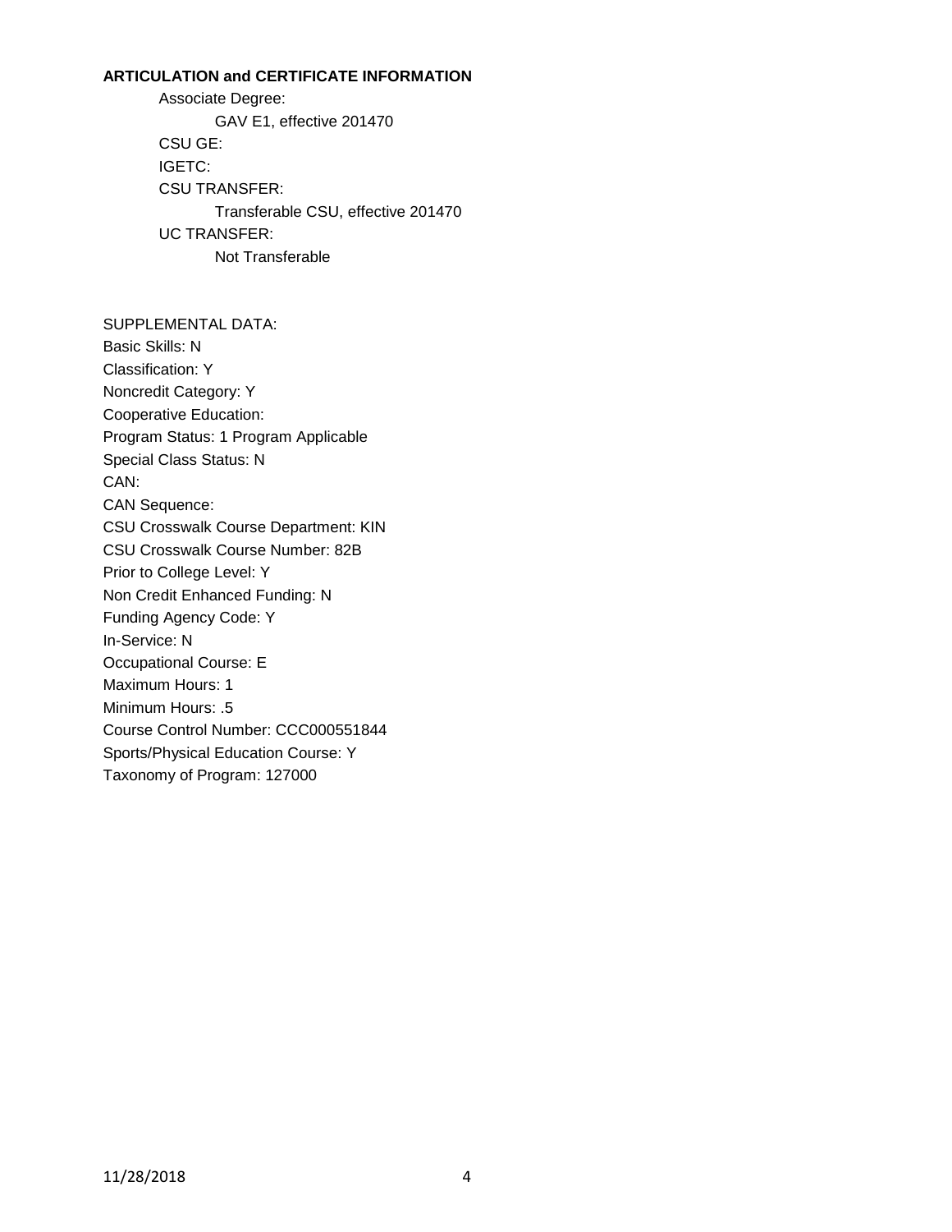**ARTICULATION and CERTIFICATE INFORMATION**

Associate Degree:

GAV E1, effective 201470

CSU GE:

IGETC:

CSU TRANSFER:

Transferable CSU, effective 201470

UC TRANSFER:

Not Transferable

SUPPLEMENTAL DATA:
Basic Skills: N
Classification: Y
Noncredit Category: Y
Cooperative Education:
Program Status: 1 Program Applicable
Special Class Status: N
CAN:
CAN Sequence:
CSU Crosswalk Course Department: KIN
CSU Crosswalk Course Number: 82B
Prior to College Level: Y
Non Credit Enhanced Funding: N
Funding Agency Code: Y
In-Service: N
Occupational Course: E
Maximum Hours: 1
Minimum Hours: .5
Course Control Number: CCC000551844
Sports/Physical Education Course: Y
Taxonomy of Program: 127000